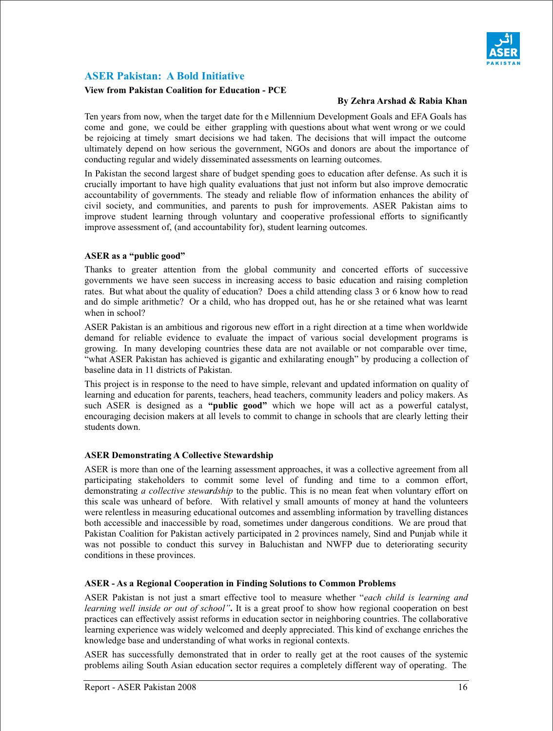## ASER Pakistan: A Bold Initiative

**View from Pakistan Coalition for Education - PCE**

**By Zehra Arshad & Rabia Khan**

Ten years from now, when the target date for the Millennium Development Goals and EFA Goals has come and gone, we could be either grappling with questions about what went wrong or we could be rejoicing at timely smart decisions we had taken. The decisions that will impact the outcome ultimately depend on how serious the government, NGOs and donors are about the importance of conducting regular and widely disseminated assessments on learning outcomes.

In Pakistan the second largest share of budget spending goes to education after defense. As such it is crucially important to have high quality evaluations that just not inform but also improve democratic accountability of governments. The steady and reliable flow of information enhances the ability of civil society, and communities, and parents to push for improvements. ASER Pakistan aims to improve student learning through voluntary and cooperative professional efforts to significantly improve assessment of, (and accountability for), student learning outcomes.

### ASER as a "public good"

Thanks to greater attention from the global community and concerted efforts of successive governments we have seen success in increasing access to basic education and raising completion rates. But what about the quality of education? Does a child attending class 3 or 6 know how to read and do simple arithmetic? Or a child, who has dropped out, has he or she retained what was learnt when in school?

ASER Pakistan is an ambitious and rigorous new effort in a right direction at a time when worldwide demand for reliable evidence to evaluate the impact of various social development programs is growing. In many developing countries these data are not available or not comparable over time, "what ASER Pakistan has achieved is gigantic and exhilarating enough" by producing a collection of baseline data in 11 districts of Pakistan.

This project is in response to the need to have simple, relevant and updated information on quality of learning and education for parents, teachers, head teachers, community leaders and policy makers. As such ASER is designed as a **"public good"** which we hope will act as a powerful catalyst, encouraging decision makers at all levels to commit to change in schools that are clearly letting their students down.

### ASER Demonstrating A Collective Stewardship

ASER is more than one of the learning assessment approaches, it was a collective agreement from all participating stakeholders to commit some level of funding and time to a common effort, demonstrating *a collective stewardship* to the public. This is no mean feat when voluntary effort on this scale was unheard of before. With relatively small amounts of money at hand the volunteers were relentless in measuring educational outcomes and assembling information by travelling distances both accessible and inaccessible by road, sometimes under dangerous conditions. We are proud that Pakistan Coalition for Pakistan actively participated in 2 provinces namely, Sind and Punjab while it was not possible to conduct this survey in Baluchistan and NWFP due to deteriorating security conditions in these provinces.

### ASER - As a Regional Cooperation in Finding Solutions to Common Problems

ASER Pakistan is not just a smart effective tool to measure whether "*each child is learning and learning well inside or out of school"***.** It is a great proof to show how regional cooperation on best practices can effectively assist reforms in education sector in neighboring countries. The collaborative learning experience was widely welcomed and deeply appreciated. This kind of exchange enriches the knowledge base and understanding of what works in regional contexts.

ASER has successfully demonstrated that in order to really get at the root causes of the systemic problems ailing South Asian education sector requires a completely different way of operating. The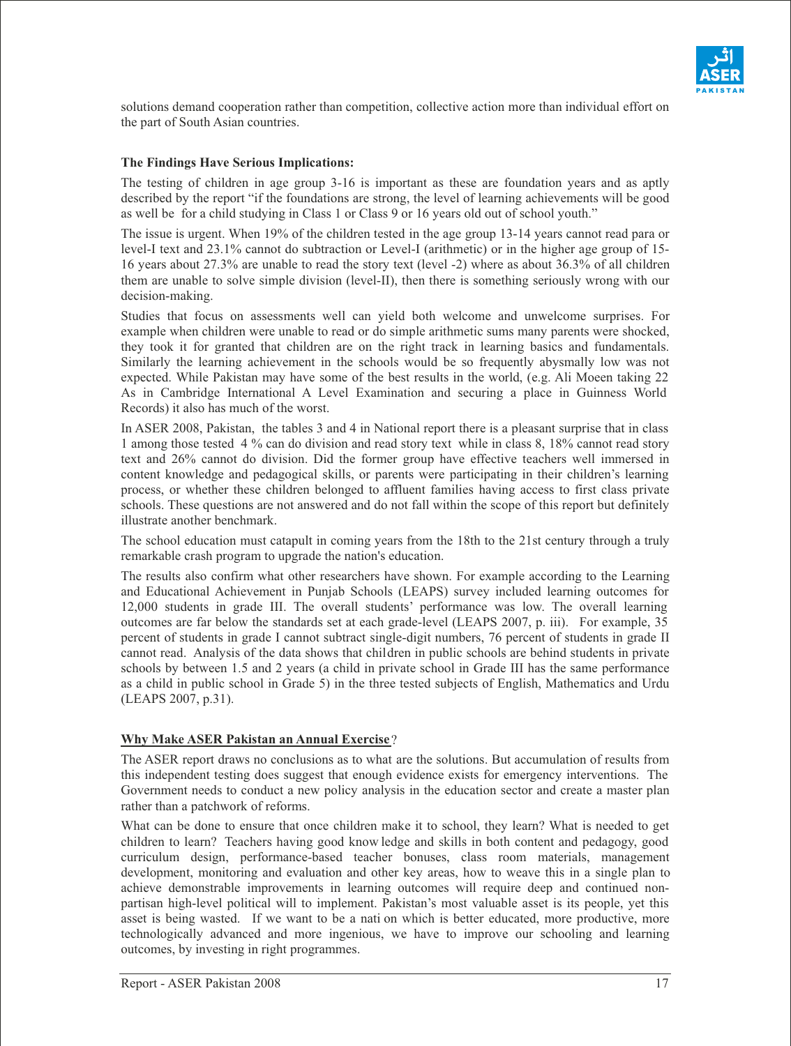solutions demand cooperation rather than competition, collective action more than individual effort on the part of South Asian countries.

**The Findings Have Serious Implications:**

The testing of children in age group 3-16 is important as these are foundation years and as aptly described by the report "if the foundations are strong, the level of learning achievements will be good as well be for a child studying in Class 1 or Class 9 or 16 years old out of school youth."

The issue is urgent. When 19% of the children tested in the age group 13-14 years cannot read para or level-I text and 23.1% cannot do subtraction or Level-I (arithmetic) or in the higher age group of 15-16 years about 27.3% are unable to read the story text (level -2) where as about 36.3% of all children them are unable to solve simple division (level-II), then there is something seriously wrong with our decision-making.

Studies that focus on assessments well can yield both welcome and unwelcome surprises. For example when children were unable to read or do simple arithmetic sums many parents were shocked, they took it for granted that children are on the right track in learning basics and fundamentals. Similarly the learning achievement in the schools would be so frequently abysmally low was not expected. While Pakistan may have some of the best results in the world, (e.g. Ali Moeen taking 22 As in Cambridge International A Level Examination and securing a place in Guinness World Records) it also has much of the worst.

In ASER 2008, Pakistan, the tables 3 and 4 in National report there is a pleasant surprise that in class 1 among those tested 4 % can do division and read story text while in class 8, 18% cannot read story text and 26% cannot do division. Did the former group have effective teachers well immersed in content knowledge and pedagogical skills, or parents were participating in their children's learning process, or whether these children belonged to affluent families having access to first class private schools. These questions are not answered and do not fall within the scope of this report but definitely illustrate another benchmark.

The school education must catapult in coming years from the 18th to the 21st century through a truly remarkable crash program to upgrade the nation's education.

The results also confirm what other researchers have shown. For example according to the Learning and Educational Achievement in Punjab Schools (LEAPS) survey included learning outcomes for 12,000 students in grade III. The overall students' performance was low. The overall learning outcomes are far below the standards set at each grade-level (LEAPS 2007, p. iii). For example, 35 percent of students in grade I cannot subtract single-digit numbers, 76 percent of students in grade II cannot read. Analysis of the data shows that children in public schools are behind students in private schools by between 1.5 and 2 years (a child in private school in Grade III has the same performance as a child in public school in Grade 5) in the three tested subjects of English, Mathematics and Urdu (LEAPS 2007, p.31).

**Why Make ASER Pakistan an Annual Exercise?**

The ASER report draws no conclusions as to what are the solutions. But accumulation of results from this independent testing does suggest that enough evidence exists for emergency interventions. The Government needs to conduct a new policy analysis in the education sector and create a master plan rather than a patchwork of reforms.

What can be done to ensure that once children make it to school, they learn? What is needed to get children to learn? Teachers having good knowledge and skills in both content and pedagogy, good curriculum design, performance-based teacher bonuses, class room materials, management development, monitoring and evaluation and other key areas, how to weave this in a single plan to achieve demonstrable improvements in learning outcomes will require deep and continued non-partisan high-level political will to implement. Pakistan's most valuable asset is its people, yet this asset is being wasted. If we want to be a nation which is better educated, more productive, more technologically advanced and more ingenious, we have to improve our schooling and learning outcomes, by investing in right programmes.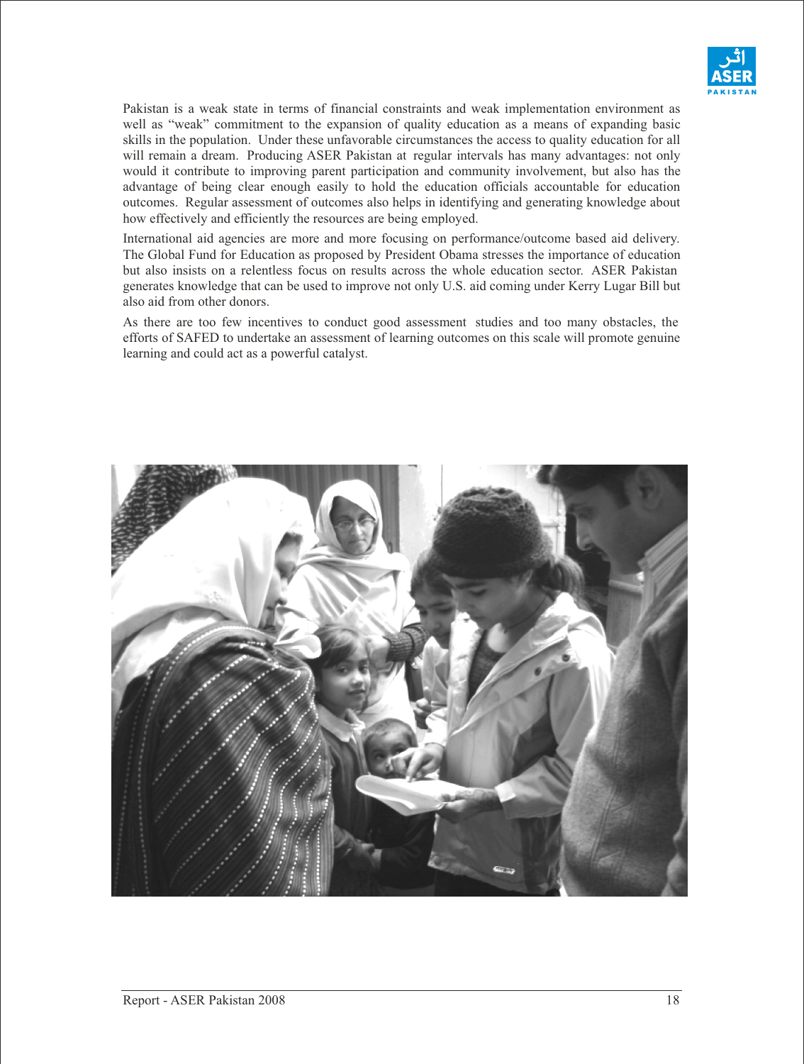Pakistan is a weak state in terms of financial constraints and weak implementation environment as well as "weak" commitment to the expansion of quality education as a means of expanding basic skills in the population. Under these unfavorable circumstances the access to quality education for all will remain a dream. Producing ASER Pakistan at regular intervals has many advantages: not only would it contribute to improving parent participation and community involvement, but also has the advantage of being clear enough easily to hold the education officials accountable for education outcomes. Regular assessment of outcomes also helps in identifying and generating knowledge about how effectively and efficiently the resources are being employed.

International aid agencies are more and more focusing on performance/outcome based aid delivery. The Global Fund for Education as proposed by President Obama stresses the importance of education but also insists on a relentless focus on results across the whole education sector. ASER Pakistan generates knowledge that can be used to improve not only U.S. aid coming under Kerry Lugar Bill but also aid from other donors.

As there are too few incentives to conduct good assessment studies and too many obstacles, the efforts of SAFED to undertake an assessment of learning outcomes on this scale will promote genuine learning and could act as a powerful catalyst.